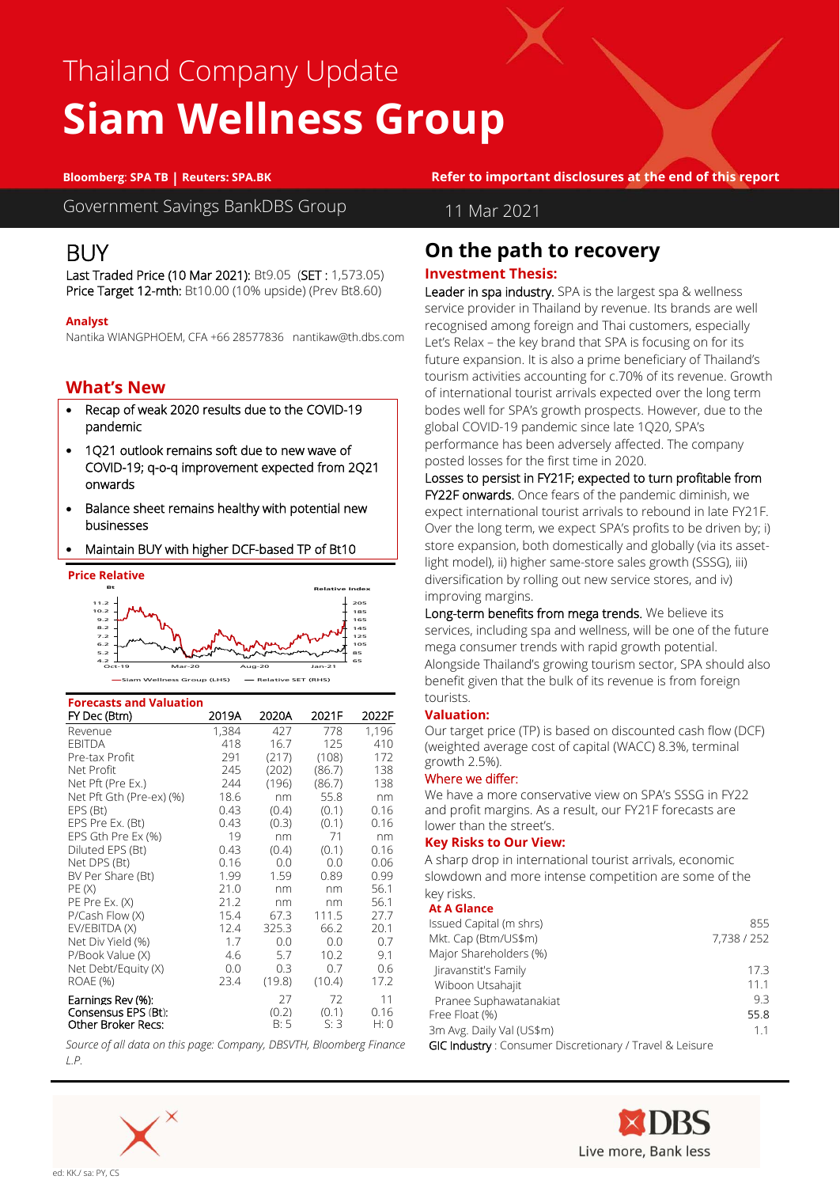# Thailand Company Update

# Siam Wellness Group

**Bloomberg: SPA TB | Reuters: SPA.BK**

**Refer to important disclosures at the end of this report**

Government Savings BankDBS Group

11 Mar 2021

## BUY

Last Traded Price (10 Mar 2021): Bt9.05 (SET : 1,573.05)
Price Target 12-mth: Bt10.00 (10% upside) (Prev Bt8.60)

**Analyst**

Nantika WIANGPHOEM, CFA +66 28577836 nantikaw@th.dbs.com

### What's New

- Recap of weak 2020 results due to the COVID-19 pandemic
- 1Q21 outlook remains soft due to new wave of COVID-19; q-o-q improvement expected from 2Q21 onwards
- Balance sheet remains healthy with potential new businesses
- Maintain BUY with higher DCF-based TP of Bt10

**Price Relative**

**Forecasts and Valuation**

| FY Dec (Btm) | 2019A | 2020A | 2021F | 2022F |
|---|---|---|---|---|
| Revenue | 1,384 | 427 | 778 | 1,196 |
| EBITDA | 418 | 16.7 | 125 | 410 |
| Pre-tax Profit | 291 | (217) | (108) | 172 |
| Net Profit | 245 | (202) | (86.7) | 138 |
| Net Pft (Pre Ex.) | 244 | (196) | (86.7) | 138 |
| Net Pft Gth (Pre-ex) (%) | 18.6 | nm | 55.8 | nm |
| EPS (Bt) | 0.43 | (0.4) | (0.1) | 0.16 |
| EPS Pre Ex. (Bt) | 0.43 | (0.3) | (0.1) | 0.16 |
| EPS Gth Pre Ex (%) | 19 | nm | 71 | nm |
| Diluted EPS (Bt) | 0.43 | (0.4) | (0.1) | 0.16 |
| Net DPS (Bt) | 0.16 | 0.0 | 0.0 | 0.06 |
| BV Per Share (Bt) | 1.99 | 1.59 | 0.89 | 0.99 |
| PE (X) | 21.0 | nm | nm | 56.1 |
| PE Pre Ex. (X) | 21.2 | nm | nm | 56.1 |
| P/Cash Flow (X) | 15.4 | 67.3 | 111.5 | 27.7 |
| EV/EBITDA (X) | 12.4 | 325.3 | 66.2 | 20.1 |
| Net Div Yield (%) | 1.7 | 0.0 | 0.0 | 0.7 |
| P/Book Value (X) | 4.6 | 5.7 | 10.2 | 9.1 |
| Net Debt/Equity (X) | 0.0 | 0.3 | 0.7 | 0.6 |
| ROAE (%) | 23.4 | (19.8) | (10.4) | 17.2 |
| Earnings Rev (%): | | 27 | 72 | 11 |
| Consensus EPS (Bt): | | (0.2) | (0.1) | 0.16 |
| Other Broker Recs: | | B: 5 | S: 3 | H: 0 |

*Source of all data on this page: Company, DBSVTH, Bloomberg Finance L.P.*

## On the path to recovery

### Investment Thesis:

Leader in spa industry. SPA is the largest spa & wellness service provider in Thailand by revenue. Its brands are well recognised among foreign and Thai customers, especially Let's Relax – the key brand that SPA is focusing on for its future expansion. It is also a prime beneficiary of Thailand's tourism activities accounting for c.70% of its revenue. Growth of international tourist arrivals expected over the long term bodes well for SPA's growth prospects. However, due to the global COVID-19 pandemic since late 1Q20, SPA's performance has been adversely affected. The company posted losses for the first time in 2020.

Losses to persist in FY21F; expected to turn profitable from FY22F onwards. Once fears of the pandemic diminish, we expect international tourist arrivals to rebound in late FY21F. Over the long term, we expect SPA's profits to be driven by; i) store expansion, both domestically and globally (via its asset-light model), ii) higher same-store sales growth (SSSG), iii) diversification by rolling out new service stores, and iv) improving margins.

Long-term benefits from mega trends. We believe its services, including spa and wellness, will be one of the future mega consumer trends with rapid growth potential. Alongside Thailand's growing tourism sector, SPA should also benefit given that the bulk of its revenue is from foreign tourists.

### Valuation:

Our target price (TP) is based on discounted cash flow (DCF) (weighted average cost of capital (WACC) 8.3%, terminal growth 2.5%).

Where we differ:

We have a more conservative view on SPA's SSSG in FY22 and profit margins. As a result, our FY21F forecasts are lower than the street's.

### Key Risks to Our View:

A sharp drop in international tourist arrivals, economic slowdown and more intense competition are some of the key risks.

**At A Glance**

| | |
|---|---|
| Issued Capital (m shrs) | 855 |
| Mkt. Cap (Btm/US$m) | 7,738 / 252 |
| Major Shareholders (%) | |
| Jiravanstit's Family | 17.3 |
| Wiboon Utsahajit | 11.1 |
| Pranee Suphawatanakiat | 9.3 |
| Free Float (%) | 55.8 |
| 3m Avg. Daily Val (US$m) | 1.1 |

GIC Industry : Consumer Discretionary / Travel & Leisure

ed: KK./ sa: PY, CS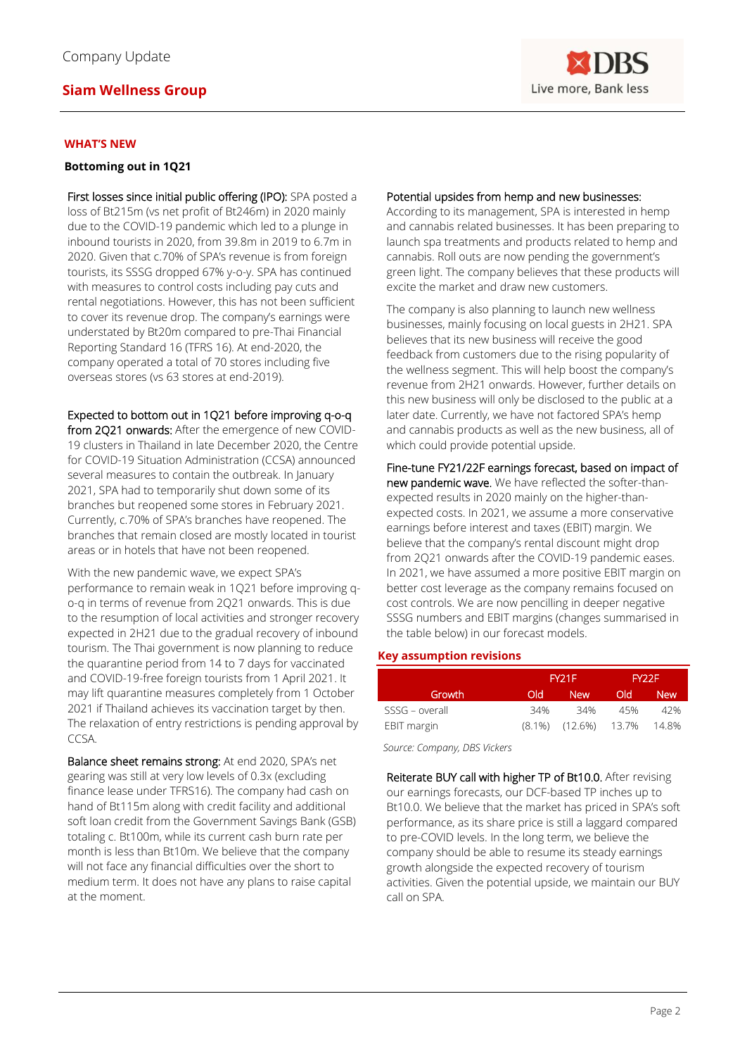## WHAT'S NEW

### Bottoming out in 1Q21

**First losses since initial public offering (IPO):** SPA posted a loss of Bt215m (vs net profit of Bt246m) in 2020 mainly due to the COVID-19 pandemic which led to a plunge in inbound tourists in 2020, from 39.8m in 2019 to 6.7m in 2020. Given that c.70% of SPA's revenue is from foreign tourists, its SSSG dropped 67% y-o-y. SPA has continued with measures to control costs including pay cuts and rental negotiations. However, this has not been sufficient to cover its revenue drop. The company's earnings were understated by Bt20m compared to pre-Thai Financial Reporting Standard 16 (TFRS 16). At end-2020, the company operated a total of 70 stores including five overseas stores (vs 63 stores at end-2019).

**Expected to bottom out in 1Q21 before improving q-o-q from 2Q21 onwards:** After the emergence of new COVID-19 clusters in Thailand in late December 2020, the Centre for COVID-19 Situation Administration (CCSA) announced several measures to contain the outbreak. In January 2021, SPA had to temporarily shut down some of its branches but reopened some stores in February 2021. Currently, c.70% of SPA's branches have reopened. The branches that remain closed are mostly located in tourist areas or in hotels that have not been reopened.

With the new pandemic wave, we expect SPA's performance to remain weak in 1Q21 before improving q-o-q in terms of revenue from 2Q21 onwards. This is due to the resumption of local activities and stronger recovery expected in 2H21 due to the gradual recovery of inbound tourism. The Thai government is now planning to reduce the quarantine period from 14 to 7 days for vaccinated and COVID-19-free foreign tourists from 1 April 2021. It may lift quarantine measures completely from 1 October 2021 if Thailand achieves its vaccination target by then. The relaxation of entry restrictions is pending approval by CCSA.

**Balance sheet remains strong:** At end 2020, SPA's net gearing was still at very low levels of 0.3x (excluding finance lease under TFRS16). The company had cash on hand of Bt115m along with credit facility and additional soft loan credit from the Government Savings Bank (GSB) totaling c. Bt100m, while its current cash burn rate per month is less than Bt10m. We believe that the company will not face any financial difficulties over the short to medium term. It does not have any plans to raise capital at the moment.

**Potential upsides from hemp and new businesses:** According to its management, SPA is interested in hemp and cannabis related businesses. It has been preparing to launch spa treatments and products related to hemp and cannabis. Roll outs are now pending the government's green light. The company believes that these products will excite the market and draw new customers.

The company is also planning to launch new wellness businesses, mainly focusing on local guests in 2H21. SPA believes that its new business will receive the good feedback from customers due to the rising popularity of the wellness segment. This will help boost the company's revenue from 2H21 onwards. However, further details on this new business will only be disclosed to the public at a later date. Currently, we have not factored SPA's hemp and cannabis products as well as the new business, all of which could provide potential upside.

**Fine-tune FY21/22F earnings forecast, based on impact of new pandemic wave.** We have reflected the softer-than-expected results in 2020 mainly on the higher-than-expected costs. In 2021, we assume a more conservative earnings before interest and taxes (EBIT) margin. We believe that the company's rental discount might drop from 2Q21 onwards after the COVID-19 pandemic eases. In 2021, we have assumed a more positive EBIT margin on better cost leverage as the company remains focused on cost controls. We are now pencilling in deeper negative SSSG numbers and EBIT margins (changes summarised in the table below) in our forecast models.

**Key assumption revisions**

| | FY21F | | FY22F | |
|---|---|---|---|---|
| Growth | Old | New | Old | New |
| SSSG – overall | 34% | 34% | 45% | 42% |
| EBIT margin | (8.1%) | (12.6%) | 13.7% | 14.8% |

*Source: Company, DBS Vickers*

**Reiterate BUY call with higher TP of Bt10.0.** After revising our earnings forecasts, our DCF-based TP inches up to Bt10.0. We believe that the market has priced in SPA's soft performance, as its share price is still a laggard compared to pre-COVID levels. In the long term, we believe the company should be able to resume its steady earnings growth alongside the expected recovery of tourism activities. Given the potential upside, we maintain our BUY call on SPA.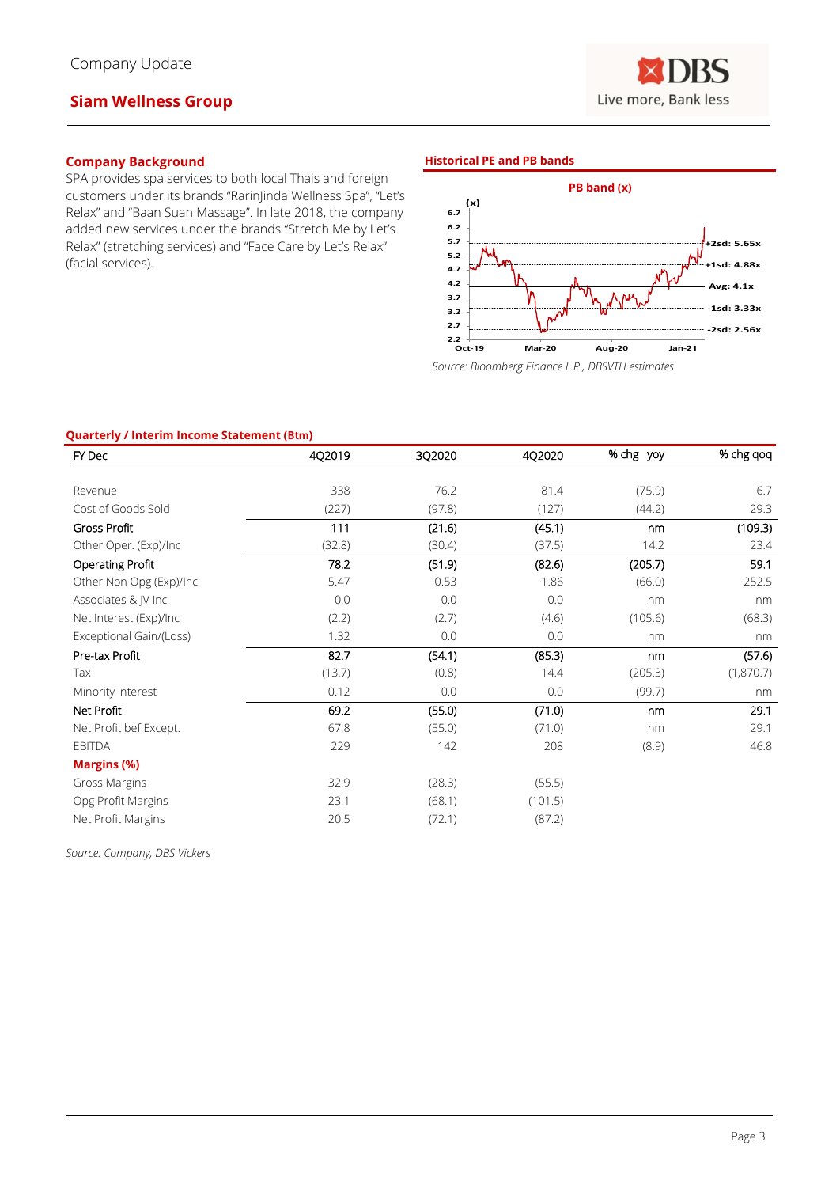Company Update

# Siam Wellness Group

## Company Background

SPA provides spa services to both local Thais and foreign customers under its brands "RarinJinda Wellness Spa", "Let's Relax" and "Baan Suan Massage". In late 2018, the company added new services under the brands "Stretch Me by Let's Relax" (stretching services) and "Face Care by Let's Relax" (facial services).

## Historical PE and PB bands

PB band (x)

*Source: Bloomberg Finance L.P., DBSVTH estimates*

## Quarterly / Interim Income Statement (Btm)

| FY Dec | 4Q2019 | 3Q2020 | 4Q2020 | % chg yoy | % chg qoq |
|---|---|---|---|---|---|
| Revenue | 338 | 76.2 | 81.4 | (75.9) | 6.7 |
| Cost of Goods Sold | (227) | (97.8) | (127) | (44.2) | 29.3 |
| Gross Profit | 111 | (21.6) | (45.1) | nm | (109.3) |
| Other Oper. (Exp)/Inc | (32.8) | (30.4) | (37.5) | 14.2 | 23.4 |
| Operating Profit | 78.2 | (51.9) | (82.6) | (205.7) | 59.1 |
| Other Non Opg (Exp)/Inc | 5.47 | 0.53 | 1.86 | (66.0) | 252.5 |
| Associates & JV Inc | 0.0 | 0.0 | 0.0 | nm | nm |
| Net Interest (Exp)/Inc | (2.2) | (2.7) | (4.6) | (105.6) | (68.3) |
| Exceptional Gain/(Loss) | 1.32 | 0.0 | 0.0 | nm | nm |
| Pre-tax Profit | 82.7 | (54.1) | (85.3) | nm | (57.6) |
| Tax | (13.7) | (0.8) | 14.4 | (205.3) | (1,870.7) |
| Minority Interest | 0.12 | 0.0 | 0.0 | (99.7) | nm |
| Net Profit | 69.2 | (55.0) | (71.0) | nm | 29.1 |
| Net Profit bef Except. | 67.8 | (55.0) | (71.0) | nm | 29.1 |
| EBITDA | 229 | 142 | 208 | (8.9) | 46.8 |
| **Margins (%)** | | | | | |
| Gross Margins | 32.9 | (28.3) | (55.5) | | |
| Opg Profit Margins | 23.1 | (68.1) | (101.5) | | |
| Net Profit Margins | 20.5 | (72.1) | (87.2) | | |

*Source: Company, DBS Vickers*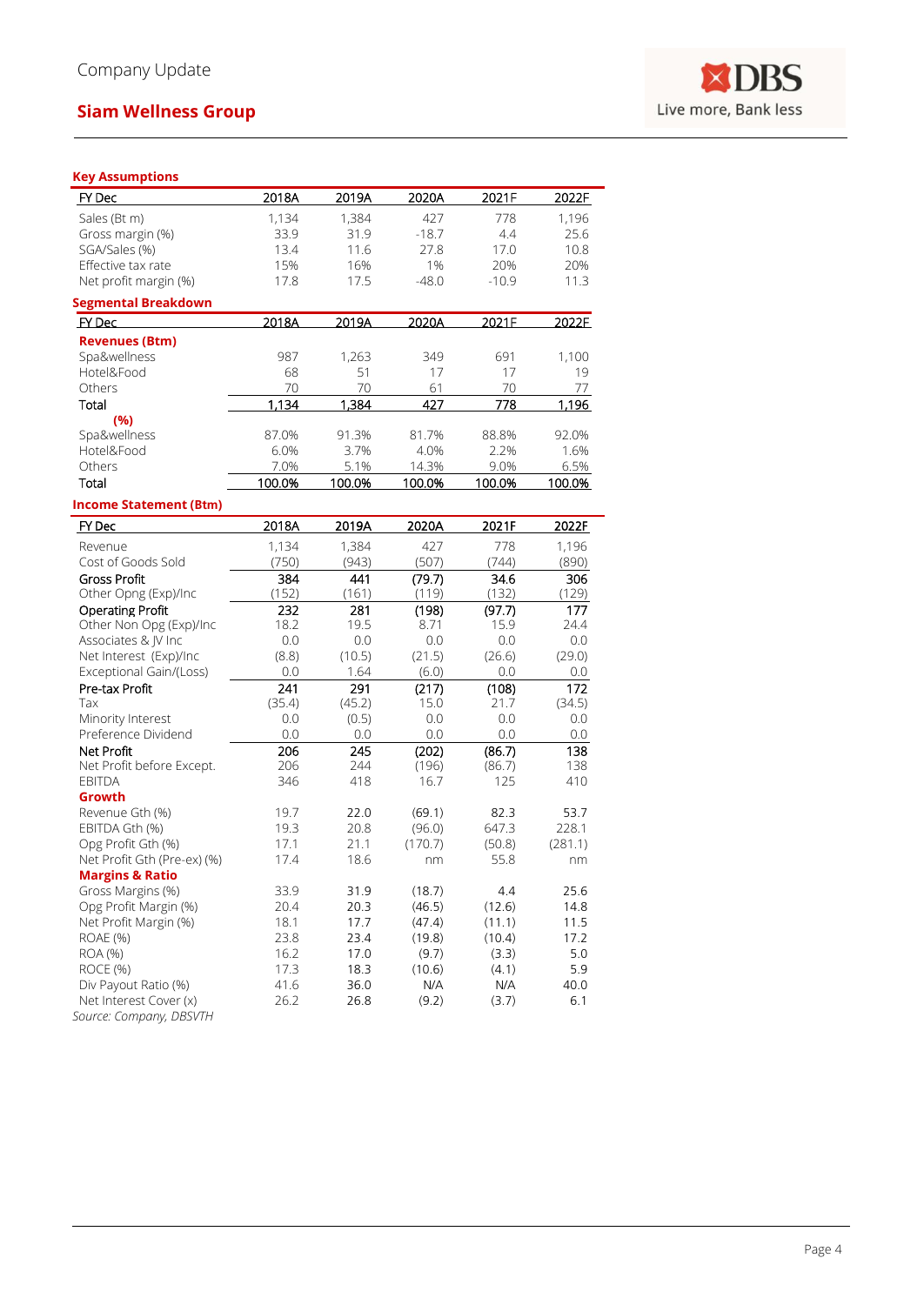Company Update

## Siam Wellness Group

**Key Assumptions**

| FY Dec | 2018A | 2019A | 2020A | 2021F | 2022F |
|---|---|---|---|---|---|
| Sales (Bt m) | 1,134 | 1,384 | 427 | 778 | 1,196 |
| Gross margin (%) | 33.9 | 31.9 | -18.7 | 4.4 | 25.6 |
| SGA/Sales (%) | 13.4 | 11.6 | 27.8 | 17.0 | 10.8 |
| Effective tax rate | 15% | 16% | 1% | 20% | 20% |
| Net profit margin (%) | 17.8 | 17.5 | -48.0 | -10.9 | 11.3 |

**Segmental Breakdown**

| FY Dec | 2018A | 2019A | 2020A | 2021F | 2022F |
|---|---|---|---|---|---|
| **Revenues (Btm)** | | | | | |
| Spa&wellness | 987 | 1,263 | 349 | 691 | 1,100 |
| Hotel&Food | 68 | 51 | 17 | 17 | 19 |
| Others | 70 | 70 | 61 | 70 | 77 |
| Total | 1,134 | 1,384 | 427 | 778 | 1,196 |
| **(%)** | | | | | |
| Spa&wellness | 87.0% | 91.3% | 81.7% | 88.8% | 92.0% |
| Hotel&Food | 6.0% | 3.7% | 4.0% | 2.2% | 1.6% |
| Others | 7.0% | 5.1% | 14.3% | 9.0% | 6.5% |
| Total | 100.0% | 100.0% | 100.0% | 100.0% | 100.0% |

**Income Statement (Btm)**

| FY Dec | 2018A | 2019A | 2020A | 2021F | 2022F |
|---|---|---|---|---|---|
| Revenue | 1,134 | 1,384 | 427 | 778 | 1,196 |
| Cost of Goods Sold | (750) | (943) | (507) | (744) | (890) |
| Gross Profit | 384 | 441 | (79.7) | 34.6 | 306 |
| Other Opng (Exp)/Inc | (152) | (161) | (119) | (132) | (129) |
| Operating Profit | 232 | 281 | (198) | (97.7) | 177 |
| Other Non Opg (Exp)/Inc | 18.2 | 19.5 | 8.71 | 15.9 | 24.4 |
| Associates & JV Inc | 0.0 | 0.0 | 0.0 | 0.0 | 0.0 |
| Net Interest (Exp)/Inc | (8.8) | (10.5) | (21.5) | (26.6) | (29.0) |
| Exceptional Gain/(Loss) | 0.0 | 1.64 | (6.0) | 0.0 | 0.0 |
| Pre-tax Profit | 241 | 291 | (217) | (108) | 172 |
| Tax | (35.4) | (45.2) | 15.0 | 21.7 | (34.5) |
| Minority Interest | 0.0 | (0.5) | 0.0 | 0.0 | 0.0 |
| Preference Dividend | 0.0 | 0.0 | 0.0 | 0.0 | 0.0 |
| Net Profit | 206 | 245 | (202) | (86.7) | 138 |
| Net Profit before Except. | 206 | 244 | (196) | (86.7) | 138 |
| EBITDA | 346 | 418 | 16.7 | 125 | 410 |
| **Growth** | | | | | |
| Revenue Gth (%) | 19.7 | 22.0 | (69.1) | 82.3 | 53.7 |
| EBITDA Gth (%) | 19.3 | 20.8 | (96.0) | 647.3 | 228.1 |
| Opg Profit Gth (%) | 17.1 | 21.1 | (170.7) | (50.8) | (281.1) |
| Net Profit Gth (Pre-ex) (%) | 17.4 | 18.6 | nm | 55.8 | nm |
| **Margins & Ratio** | | | | | |
| Gross Margins (%) | 33.9 | 31.9 | (18.7) | 4.4 | 25.6 |
| Opg Profit Margin (%) | 20.4 | 20.3 | (46.5) | (12.6) | 14.8 |
| Net Profit Margin (%) | 18.1 | 17.7 | (47.4) | (11.1) | 11.5 |
| ROAE (%) | 23.8 | 23.4 | (19.8) | (10.4) | 17.2 |
| ROA (%) | 16.2 | 17.0 | (9.7) | (3.3) | 5.0 |
| ROCE (%) | 17.3 | 18.3 | (10.6) | (4.1) | 5.9 |
| Div Payout Ratio (%) | 41.6 | 36.0 | N/A | N/A | 40.0 |
| Net Interest Cover (x) | 26.2 | 26.8 | (9.2) | (3.7) | 6.1 |

*Source: Company, DBSVTH*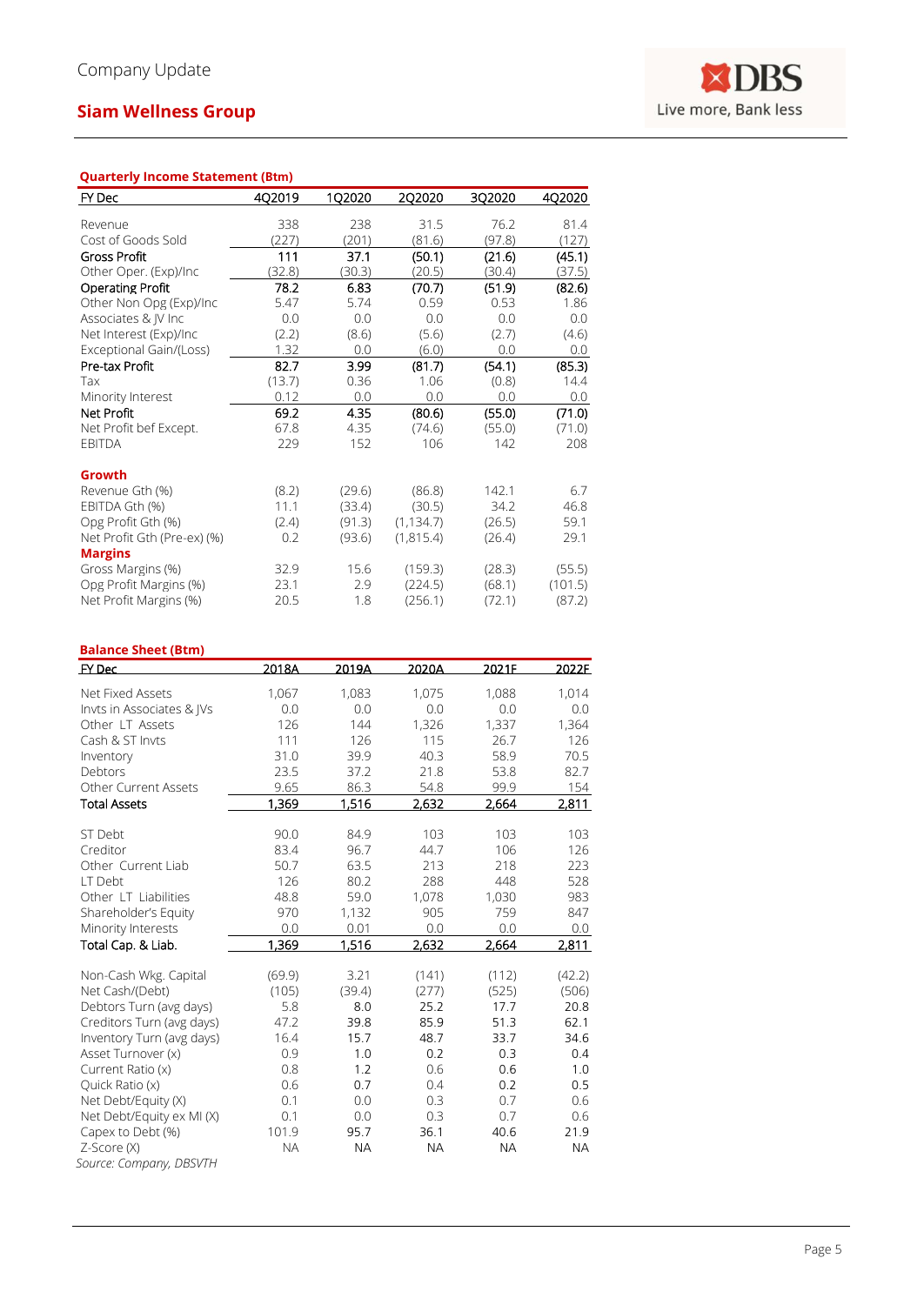Company Update

## Siam Wellness Group

**Quarterly Income Statement (Btm)**

| FY Dec | 4Q2019 | 1Q2020 | 2Q2020 | 3Q2020 | 4Q2020 |
|---|---|---|---|---|---|
| Revenue | 338 | 238 | 31.5 | 76.2 | 81.4 |
| Cost of Goods Sold | (227) | (201) | (81.6) | (97.8) | (127) |
| Gross Profit | 111 | 37.1 | (50.1) | (21.6) | (45.1) |
| Other Oper. (Exp)/Inc | (32.8) | (30.3) | (20.5) | (30.4) | (37.5) |
| Operating Profit | 78.2 | 6.83 | (70.7) | (51.9) | (82.6) |
| Other Non Opg (Exp)/Inc | 5.47 | 5.74 | 0.59 | 0.53 | 1.86 |
| Associates & JV Inc | 0.0 | 0.0 | 0.0 | 0.0 | 0.0 |
| Net Interest (Exp)/Inc | (2.2) | (8.6) | (5.6) | (2.7) | (4.6) |
| Exceptional Gain/(Loss) | 1.32 | 0.0 | (6.0) | 0.0 | 0.0 |
| Pre-tax Profit | 82.7 | 3.99 | (81.7) | (54.1) | (85.3) |
| Tax | (13.7) | 0.36 | 1.06 | (0.8) | 14.4 |
| Minority Interest | 0.12 | 0.0 | 0.0 | 0.0 | 0.0 |
| Net Profit | 69.2 | 4.35 | (80.6) | (55.0) | (71.0) |
| Net Profit bef Except. | 67.8 | 4.35 | (74.6) | (55.0) | (71.0) |
| EBITDA | 229 | 152 | 106 | 142 | 208 |
| **Growth** | | | | | |
| Revenue Gth (%) | (8.2) | (29.6) | (86.8) | 142.1 | 6.7 |
| EBITDA Gth (%) | 11.1 | (33.4) | (30.5) | 34.2 | 46.8 |
| Opg Profit Gth (%) | (2.4) | (91.3) | (1,134.7) | (26.5) | 59.1 |
| Net Profit Gth (Pre-ex) (%) | 0.2 | (93.6) | (1,815.4) | (26.4) | 29.1 |
| **Margins** | | | | | |
| Gross Margins (%) | 32.9 | 15.6 | (159.3) | (28.3) | (55.5) |
| Opg Profit Margins (%) | 23.1 | 2.9 | (224.5) | (68.1) | (101.5) |
| Net Profit Margins (%) | 20.5 | 1.8 | (256.1) | (72.1) | (87.2) |

**Balance Sheet (Btm)**

| FY Dec | 2018A | 2019A | 2020A | 2021F | 2022F |
|---|---|---|---|---|---|
| Net Fixed Assets | 1,067 | 1,083 | 1,075 | 1,088 | 1,014 |
| Invts in Associates & JVs | 0.0 | 0.0 | 0.0 | 0.0 | 0.0 |
| Other LT Assets | 126 | 144 | 1,326 | 1,337 | 1,364 |
| Cash & ST Invts | 111 | 126 | 115 | 26.7 | 126 |
| Inventory | 31.0 | 39.9 | 40.3 | 58.9 | 70.5 |
| Debtors | 23.5 | 37.2 | 21.8 | 53.8 | 82.7 |
| Other Current Assets | 9.65 | 86.3 | 54.8 | 99.9 | 154 |
| Total Assets | 1,369 | 1,516 | 2,632 | 2,664 | 2,811 |
| | | | | | |
| ST Debt | 90.0 | 84.9 | 103 | 103 | 103 |
| Creditor | 83.4 | 96.7 | 44.7 | 106 | 126 |
| Other Current Liab | 50.7 | 63.5 | 213 | 218 | 223 |
| LT Debt | 126 | 80.2 | 288 | 448 | 528 |
| Other LT Liabilities | 48.8 | 59.0 | 1,078 | 1,030 | 983 |
| Shareholder's Equity | 970 | 1,132 | 905 | 759 | 847 |
| Minority Interests | 0.0 | 0.01 | 0.0 | 0.0 | 0.0 |
| Total Cap. & Liab. | 1,369 | 1,516 | 2,632 | 2,664 | 2,811 |
| | | | | | |
| Non-Cash Wkg. Capital | (69.9) | 3.21 | (141) | (112) | (42.2) |
| Net Cash/(Debt) | (105) | (39.4) | (277) | (525) | (506) |
| Debtors Turn (avg days) | 5.8 | 8.0 | 25.2 | 17.7 | 20.8 |
| Creditors Turn (avg days) | 47.2 | 39.8 | 85.9 | 51.3 | 62.1 |
| Inventory Turn (avg days) | 16.4 | 15.7 | 48.7 | 33.7 | 34.6 |
| Asset Turnover (x) | 0.9 | 1.0 | 0.2 | 0.3 | 0.4 |
| Current Ratio (x) | 0.8 | 1.2 | 0.6 | 0.6 | 1.0 |
| Quick Ratio (x) | 0.6 | 0.7 | 0.4 | 0.2 | 0.5 |
| Net Debt/Equity (X) | 0.1 | 0.0 | 0.3 | 0.7 | 0.6 |
| Net Debt/Equity ex MI (X) | 0.1 | 0.0 | 0.3 | 0.7 | 0.6 |
| Capex to Debt (%) | 101.9 | 95.7 | 36.1 | 40.6 | 21.9 |
| Z-Score (X) | NA | NA | NA | NA | NA |

*Source: Company, DBSVTH*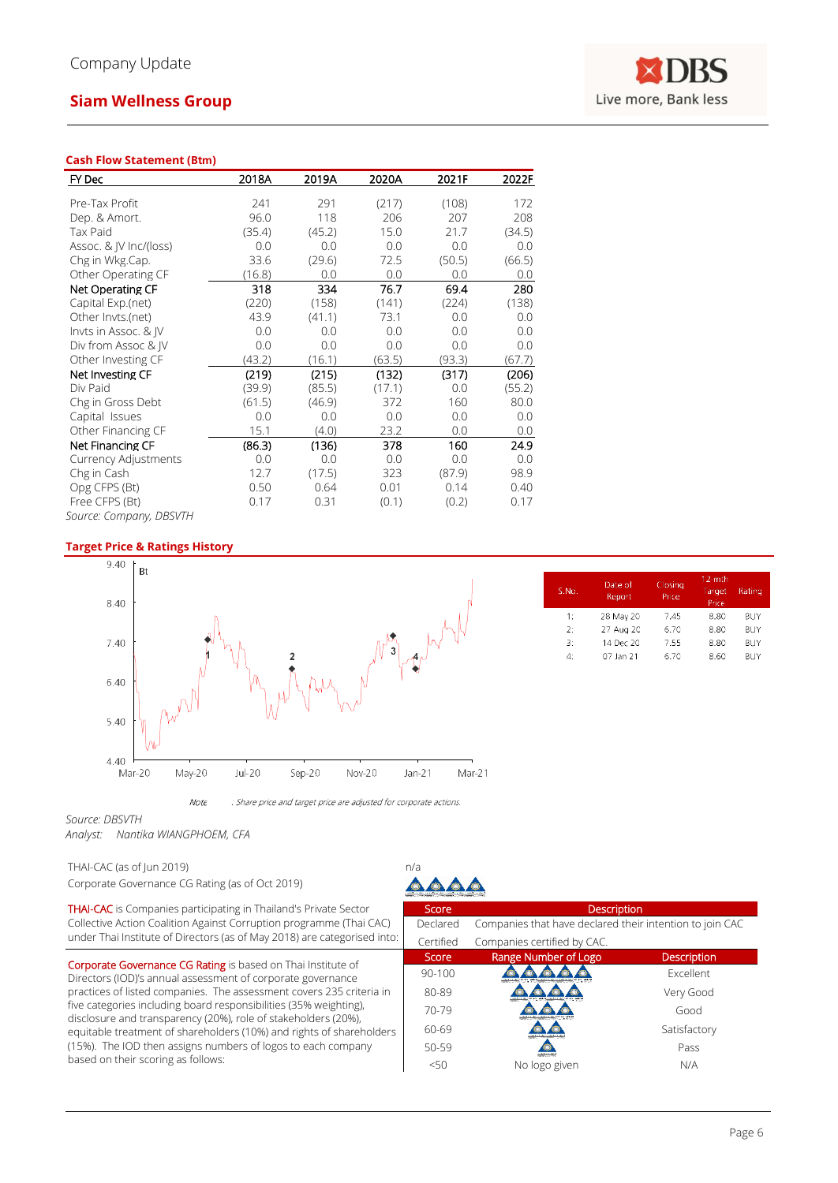## Cash Flow Statement (Btm)

| FY Dec | 2018A | 2019A | 2020A | 2021F | 2022F |
|---|---|---|---|---|---|
| Pre-Tax Profit | 241 | 291 | (217) | (108) | 172 |
| Dep. & Amort. | 96.0 | 118 | 206 | 207 | 208 |
| Tax Paid | (35.4) | (45.2) | 15.0 | 21.7 | (34.5) |
| Assoc. & JV Inc/(loss) | 0.0 | 0.0 | 0.0 | 0.0 | 0.0 |
| Chg in Wkg.Cap. | 33.6 | (29.6) | 72.5 | (50.5) | (66.5) |
| Other Operating CF | (16.8) | 0.0 | 0.0 | 0.0 | 0.0 |
| **Net Operating CF** | 318 | 334 | 76.7 | 69.4 | 280 |
| Capital Exp.(net) | (220) | (158) | (141) | (224) | (138) |
| Other Invts.(net) | 43.9 | (41.1) | 73.1 | 0.0 | 0.0 |
| Invts in Assoc. & JV | 0.0 | 0.0 | 0.0 | 0.0 | 0.0 |
| Div from Assoc & JV | 0.0 | 0.0 | 0.0 | 0.0 | 0.0 |
| Other Investing CF | (43.2) | (16.1) | (63.5) | (93.3) | (67.7) |
| **Net Investing CF** | (219) | (215) | (132) | (317) | (206) |
| Div Paid | (39.9) | (85.5) | (17.1) | 0.0 | (55.2) |
| Chg in Gross Debt | (61.5) | (46.9) | 372 | 160 | 80.0 |
| Capital Issues | 0.0 | 0.0 | 0.0 | 0.0 | 0.0 |
| Other Financing CF | 15.1 | (4.0) | 23.2 | 0.0 | 0.0 |
| **Net Financing CF** | (86.3) | (136) | 378 | 160 | 24.9 |
| Currency Adjustments | 0.0 | 0.0 | 0.0 | 0.0 | 0.0 |
| Chg in Cash | 12.7 | (17.5) | 323 | (87.9) | 98.9 |
| Opg CFPS (Bt) | 0.50 | 0.64 | 0.01 | 0.14 | 0.40 |
| Free CFPS (Bt) | 0.17 | 0.31 | (0.1) | (0.2) | 0.17 |

*Source: Company, DBSVTH*

## Target Price & Ratings History

| S.No. | Date of Report | Closing Price | 12-mth Target Price | Rating |
|---|---|---|---|---|
| 1: | 28 May 20 | 7.45 | 8.80 | BUY |
| 2: | 27 Aug 20 | 6.70 | 8.80 | BUY |
| 3: | 14 Dec 20 | 7.55 | 8.80 | BUY |
| 4: | 07 Jan 21 | 6.70 | 8.60 | BUY |

*Note : Share price and target price are adjusted for corporate actions.*

*Source: DBSVTH*
*Analyst: Nantika WIANGPHOEM, CFA*

THAI-CAC (as of Jun 2019) n/a

Corporate Governance CG Rating (as of Oct 2019) 4 logos

THAI-CAC is Companies participating in Thailand's Private Sector Collective Action Coalition Against Corruption programme (Thai CAC) under Thai Institute of Directors (as of May 2018) are categorised into:

| Score | Description |
|---|---|
| Declared | Companies that have declared their intention to join CAC |
| Certified | Companies certified by CAC. |

Corporate Governance CG Rating is based on Thai Institute of Directors (IOD)'s annual assessment of corporate governance practices of listed companies. The assessment covers 235 criteria in five categories including board responsibilities (35% weighting), disclosure and transparency (20%), role of stakeholders (20%), equitable treatment of shareholders (10%) and rights of shareholders (15%). The IOD then assigns numbers of logos to each company based on their scoring as follows:

| Score | Range Number of Logo | Description |
|---|---|---|
| 90-100 | 5 logos | Excellent |
| 80-89 | 4 logos | Very Good |
| 70-79 | 3 logos | Good |
| 60-69 | 2 logos | Satisfactory |
| 50-59 | 1 logo | Pass |
| <50 | No logo given | N/A |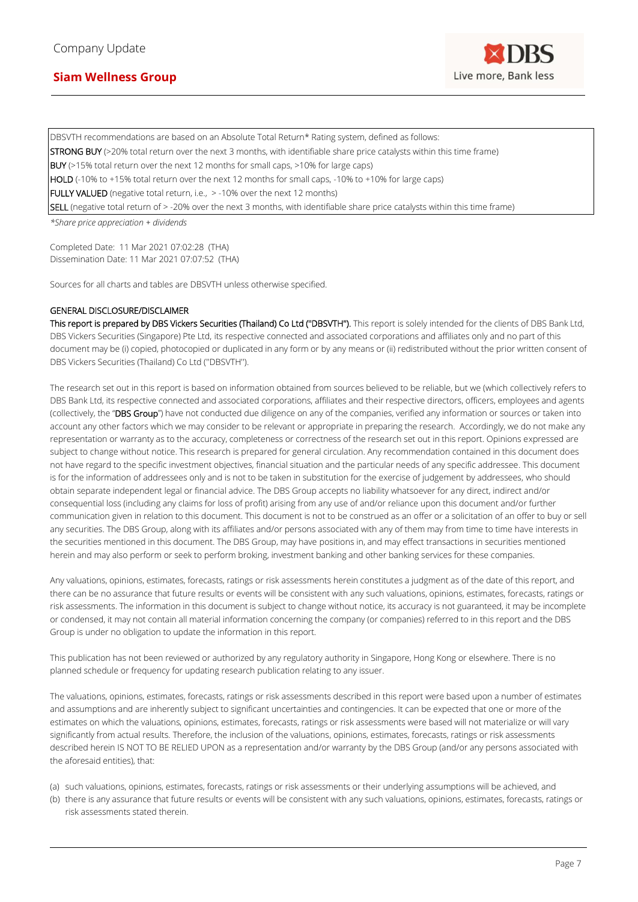DBSVTH recommendations are based on an Absolute Total Return* Rating system, defined as follows:

**STRONG BUY** (>20% total return over the next 3 months, with identifiable share price catalysts within this time frame)

**BUY** (>15% total return over the next 12 months for small caps, >10% for large caps)

**HOLD** (-10% to +15% total return over the next 12 months for small caps, -10% to +10% for large caps)

**FULLY VALUED** (negative total return, i.e., > -10% over the next 12 months)

**SELL** (negative total return of > -20% over the next 3 months, with identifiable share price catalysts within this time frame)

*\*Share price appreciation + dividends*

Completed Date: 11 Mar 2021 07:02:28 (THA)
Dissemination Date: 11 Mar 2021 07:07:52 (THA)

Sources for all charts and tables are DBSVTH unless otherwise specified.

## GENERAL DISCLOSURE/DISCLAIMER

**This report is prepared by DBS Vickers Securities (Thailand) Co Ltd ("DBSVTH").** This report is solely intended for the clients of DBS Bank Ltd, DBS Vickers Securities (Singapore) Pte Ltd, its respective connected and associated corporations and affiliates only and no part of this document may be (i) copied, photocopied or duplicated in any form or by any means or (ii) redistributed without the prior written consent of DBS Vickers Securities (Thailand) Co Ltd ("DBSVTH").

The research set out in this report is based on information obtained from sources believed to be reliable, but we (which collectively refers to DBS Bank Ltd, its respective connected and associated corporations, affiliates and their respective directors, officers, employees and agents (collectively, the "**DBS Group**") have not conducted due diligence on any of the companies, verified any information or sources or taken into account any other factors which we may consider to be relevant or appropriate in preparing the research. Accordingly, we do not make any representation or warranty as to the accuracy, completeness or correctness of the research set out in this report. Opinions expressed are subject to change without notice. This research is prepared for general circulation. Any recommendation contained in this document does not have regard to the specific investment objectives, financial situation and the particular needs of any specific addressee. This document is for the information of addressees only and is not to be taken in substitution for the exercise of judgement by addressees, who should obtain separate independent legal or financial advice. The DBS Group accepts no liability whatsoever for any direct, indirect and/or consequential loss (including any claims for loss of profit) arising from any use of and/or reliance upon this document and/or further communication given in relation to this document. This document is not to be construed as an offer or a solicitation of an offer to buy or sell any securities. The DBS Group, along with its affiliates and/or persons associated with any of them may from time to time have interests in the securities mentioned in this document. The DBS Group, may have positions in, and may effect transactions in securities mentioned herein and may also perform or seek to perform broking, investment banking and other banking services for these companies.

Any valuations, opinions, estimates, forecasts, ratings or risk assessments herein constitutes a judgment as of the date of this report, and there can be no assurance that future results or events will be consistent with any such valuations, opinions, estimates, forecasts, ratings or risk assessments. The information in this document is subject to change without notice, its accuracy is not guaranteed, it may be incomplete or condensed, it may not contain all material information concerning the company (or companies) referred to in this report and the DBS Group is under no obligation to update the information in this report.

This publication has not been reviewed or authorized by any regulatory authority in Singapore, Hong Kong or elsewhere. There is no planned schedule or frequency for updating research publication relating to any issuer.

The valuations, opinions, estimates, forecasts, ratings or risk assessments described in this report were based upon a number of estimates and assumptions and are inherently subject to significant uncertainties and contingencies. It can be expected that one or more of the estimates on which the valuations, opinions, estimates, forecasts, ratings or risk assessments were based will not materialize or will vary significantly from actual results. Therefore, the inclusion of the valuations, opinions, estimates, forecasts, ratings or risk assessments described herein IS NOT TO BE RELIED UPON as a representation and/or warranty by the DBS Group (and/or any persons associated with the aforesaid entities), that:

(a) such valuations, opinions, estimates, forecasts, ratings or risk assessments or their underlying assumptions will be achieved, and
(b) there is any assurance that future results or events will be consistent with any such valuations, opinions, estimates, forecasts, ratings or risk assessments stated therein.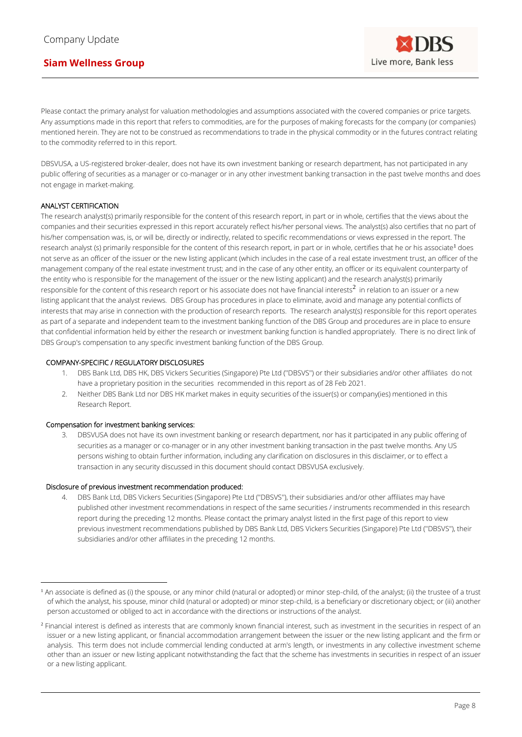Please contact the primary analyst for valuation methodologies and assumptions associated with the covered companies or price targets. Any assumptions made in this report that refers to commodities, are for the purposes of making forecasts for the company (or companies) mentioned herein. They are not to be construed as recommendations to trade in the physical commodity or in the futures contract relating to the commodity referred to in this report.

DBSVUSA, a US-registered broker-dealer, does not have its own investment banking or research department, has not participated in any public offering of securities as a manager or co-manager or in any other investment banking transaction in the past twelve months and does not engage in market-making.

### ANALYST CERTIFICATION

The research analyst(s) primarily responsible for the content of this research report, in part or in whole, certifies that the views about the companies and their securities expressed in this report accurately reflect his/her personal views. The analyst(s) also certifies that no part of his/her compensation was, is, or will be, directly or indirectly, related to specific recommendations or views expressed in the report. The research analyst (s) primarily responsible for the content of this research report, in part or in whole, certifies that he or his associate[1] does not serve as an officer of the issuer or the new listing applicant (which includes in the case of a real estate investment trust, an officer of the management company of the real estate investment trust; and in the case of any other entity, an officer or its equivalent counterparty of the entity who is responsible for the management of the issuer or the new listing applicant) and the research analyst(s) primarily responsible for the content of this research report or his associate does not have financial interests[2] in relation to an issuer or a new listing applicant that the analyst reviews. DBS Group has procedures in place to eliminate, avoid and manage any potential conflicts of interests that may arise in connection with the production of research reports. The research analyst(s) responsible for this report operates as part of a separate and independent team to the investment banking function of the DBS Group and procedures are in place to ensure that confidential information held by either the research or investment banking function is handled appropriately. There is no direct link of DBS Group's compensation to any specific investment banking function of the DBS Group.

### COMPANY-SPECIFIC / REGULATORY DISCLOSURES

1. DBS Bank Ltd, DBS HK, DBS Vickers Securities (Singapore) Pte Ltd ("DBSVS") or their subsidiaries and/or other affiliates do not have a proprietary position in the securities recommended in this report as of 28 Feb 2021.
2. Neither DBS Bank Ltd nor DBS HK market makes in equity securities of the issuer(s) or company(ies) mentioned in this Research Report.

### Compensation for investment banking services:

3. DBSVUSA does not have its own investment banking or research department, nor has it participated in any public offering of securities as a manager or co-manager or in any other investment banking transaction in the past twelve months. Any US persons wishing to obtain further information, including any clarification on disclosures in this disclaimer, or to effect a transaction in any security discussed in this document should contact DBSVUSA exclusively.

### Disclosure of previous investment recommendation produced:

4. DBS Bank Ltd, DBS Vickers Securities (Singapore) Pte Ltd ("DBSVS"), their subsidiaries and/or other affiliates may have published other investment recommendations in respect of the same securities / instruments recommended in this research report during the preceding 12 months. Please contact the primary analyst listed in the first page of this report to view previous investment recommendations published by DBS Bank Ltd, DBS Vickers Securities (Singapore) Pte Ltd ("DBSVS"), their subsidiaries and/or other affiliates in the preceding 12 months.

---

[1] An associate is defined as (i) the spouse, or any minor child (natural or adopted) or minor step-child, of the analyst; (ii) the trustee of a trust of which the analyst, his spouse, minor child (natural or adopted) or minor step-child, is a beneficiary or discretionary object; or (iii) another person accustomed or obliged to act in accordance with the directions or instructions of the analyst.

[2] Financial interest is defined as interests that are commonly known financial interest, such as investment in the securities in respect of an issuer or a new listing applicant, or financial accommodation arrangement between the issuer or the new listing applicant and the firm or analysis. This term does not include commercial lending conducted at arm's length, or investments in any collective investment scheme other than an issuer or new listing applicant notwithstanding the fact that the scheme has investments in securities in respect of an issuer or a new listing applicant.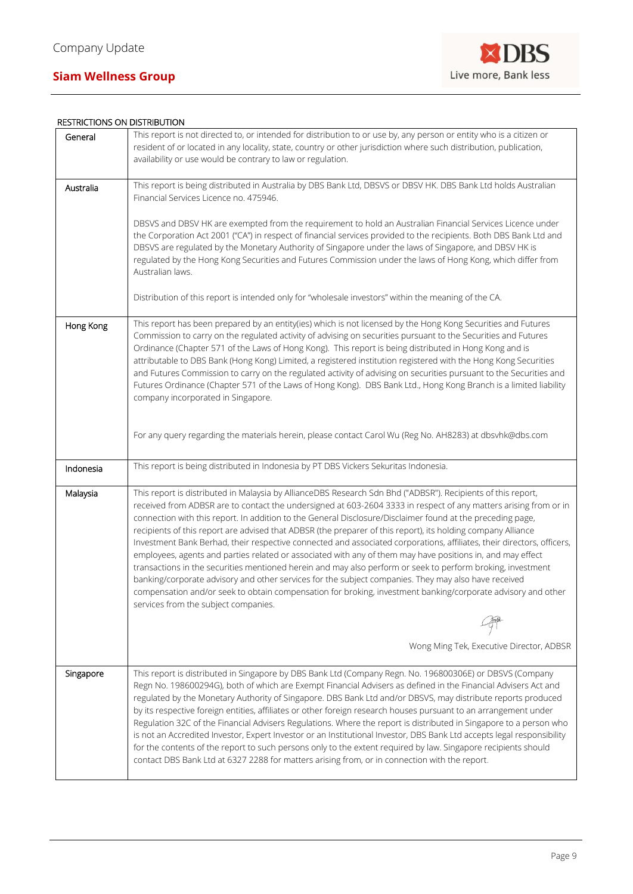RESTRICTIONS ON DISTRIBUTION

| | |
|---|---|
| General | This report is not directed to, or intended for distribution to or use by, any person or entity who is a citizen or resident of or located in any locality, state, country or other jurisdiction where such distribution, publication, availability or use would be contrary to law or regulation. |
| Australia | This report is being distributed in Australia by DBS Bank Ltd, DBSVS or DBSV HK. DBS Bank Ltd holds Australian Financial Services Licence no. 475946.<br><br>DBSVS and DBSV HK are exempted from the requirement to hold an Australian Financial Services Licence under the Corporation Act 2001 ("CA") in respect of financial services provided to the recipients. Both DBS Bank Ltd and DBSVS are regulated by the Monetary Authority of Singapore under the laws of Singapore, and DBSV HK is regulated by the Hong Kong Securities and Futures Commission under the laws of Hong Kong, which differ from Australian laws.<br><br>Distribution of this report is intended only for "wholesale investors" within the meaning of the CA. |
| Hong Kong | This report has been prepared by an entity(ies) which is not licensed by the Hong Kong Securities and Futures Commission to carry on the regulated activity of advising on securities pursuant to the Securities and Futures Ordinance (Chapter 571 of the Laws of Hong Kong). This report is being distributed in Hong Kong and is attributable to DBS Bank (Hong Kong) Limited, a registered institution registered with the Hong Kong Securities and Futures Commission to carry on the regulated activity of advising on securities pursuant to the Securities and Futures Ordinance (Chapter 571 of the Laws of Hong Kong). DBS Bank Ltd., Hong Kong Branch is a limited liability company incorporated in Singapore.<br><br>For any query regarding the materials herein, please contact Carol Wu (Reg No. AH8283) at dbsvhk@dbs.com |
| Indonesia | This report is being distributed in Indonesia by PT DBS Vickers Sekuritas Indonesia. |
| Malaysia | This report is distributed in Malaysia by AllianceDBS Research Sdn Bhd ("ADBSR"). Recipients of this report, received from ADBSR are to contact the undersigned at 603-2604 3333 in respect of any matters arising from or in connection with this report. In addition to the General Disclosure/Disclaimer found at the preceding page, recipients of this report are advised that ADBSR (the preparer of this report), its holding company Alliance Investment Bank Berhad, their respective connected and associated corporations, affiliates, their directors, officers, employees, agents and parties related or associated with any of them may have positions in, and may effect transactions in the securities mentioned herein and may also perform or seek to perform broking, investment banking/corporate advisory and other services for the subject companies. They may also have received compensation and/or seek to obtain compensation for broking, investment banking/corporate advisory and other services from the subject companies.<br><br>Wong Ming Tek, Executive Director, ADBSR |
| Singapore | This report is distributed in Singapore by DBS Bank Ltd (Company Regn. No. 196800306E) or DBSVS (Company Regn No. 198600294G), both of which are Exempt Financial Advisers as defined in the Financial Advisers Act and regulated by the Monetary Authority of Singapore. DBS Bank Ltd and/or DBSVS, may distribute reports produced by its respective foreign entities, affiliates or other foreign research houses pursuant to an arrangement under Regulation 32C of the Financial Advisers Regulations. Where the report is distributed in Singapore to a person who is not an Accredited Investor, Expert Investor or an Institutional Investor, DBS Bank Ltd accepts legal responsibility for the contents of the report to such persons only to the extent required by law. Singapore recipients should contact DBS Bank Ltd at 6327 2288 for matters arising from, or in connection with the report. |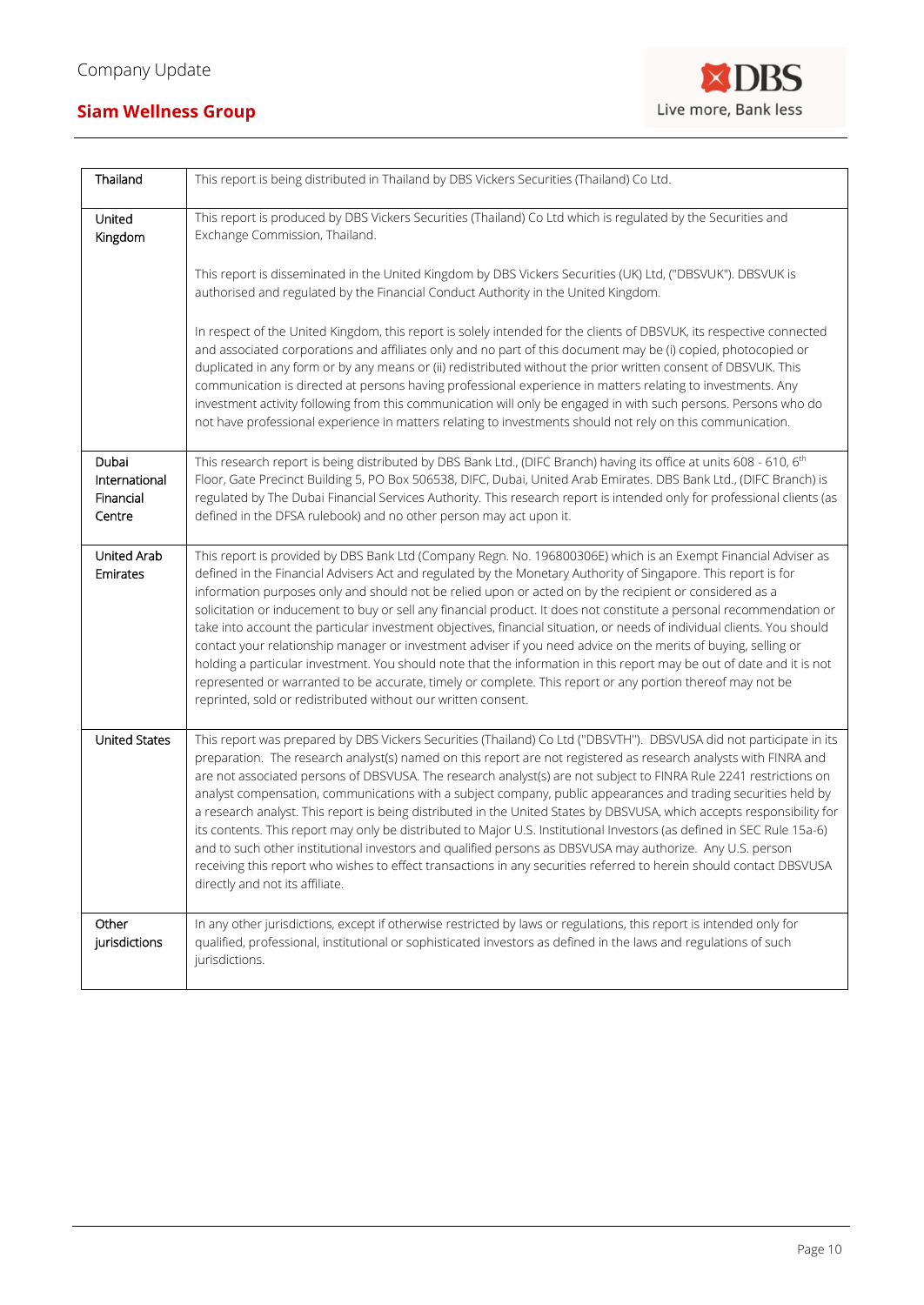| | |
|---|---|
| Thailand | This report is being distributed in Thailand by DBS Vickers Securities (Thailand) Co Ltd. |
| United Kingdom | This report is produced by DBS Vickers Securities (Thailand) Co Ltd which is regulated by the Securities and Exchange Commission, Thailand.<br><br>This report is disseminated in the United Kingdom by DBS Vickers Securities (UK) Ltd, ("DBSVUK"). DBSVUK is authorised and regulated by the Financial Conduct Authority in the United Kingdom.<br><br>In respect of the United Kingdom, this report is solely intended for the clients of DBSVUK, its respective connected and associated corporations and affiliates only and no part of this document may be (i) copied, photocopied or duplicated in any form or by any means or (ii) redistributed without the prior written consent of DBSVUK. This communication is directed at persons having professional experience in matters relating to investments. Any investment activity following from this communication will only be engaged in with such persons. Persons who do not have professional experience in matters relating to investments should not rely on this communication. |
| Dubai International Financial Centre | This research report is being distributed by DBS Bank Ltd., (DIFC Branch) having its office at units 608 - 610, 6th Floor, Gate Precinct Building 5, PO Box 506538, DIFC, Dubai, United Arab Emirates. DBS Bank Ltd., (DIFC Branch) is regulated by The Dubai Financial Services Authority. This research report is intended only for professional clients (as defined in the DFSA rulebook) and no other person may act upon it. |
| United Arab Emirates | This report is provided by DBS Bank Ltd (Company Regn. No. 196800306E) which is an Exempt Financial Adviser as defined in the Financial Advisers Act and regulated by the Monetary Authority of Singapore. This report is for information purposes only and should not be relied upon or acted on by the recipient or considered as a solicitation or inducement to buy or sell any financial product. It does not constitute a personal recommendation or take into account the particular investment objectives, financial situation, or needs of individual clients. You should contact your relationship manager or investment adviser if you need advice on the merits of buying, selling or holding a particular investment. You should note that the information in this report may be out of date and it is not represented or warranted to be accurate, timely or complete. This report or any portion thereof may not be reprinted, sold or redistributed without our written consent. |
| United States | This report was prepared by DBS Vickers Securities (Thailand) Co Ltd ("DBSVTH"). DBSVUSA did not participate in its preparation. The research analyst(s) named on this report are not registered as research analysts with FINRA and are not associated persons of DBSVUSA. The research analyst(s) are not subject to FINRA Rule 2241 restrictions on analyst compensation, communications with a subject company, public appearances and trading securities held by a research analyst. This report is being distributed in the United States by DBSVUSA, which accepts responsibility for its contents. This report may only be distributed to Major U.S. Institutional Investors (as defined in SEC Rule 15a-6) and to such other institutional investors and qualified persons as DBSVUSA may authorize. Any U.S. person receiving this report who wishes to effect transactions in any securities referred to herein should contact DBSVUSA directly and not its affiliate. |
| Other jurisdictions | In any other jurisdictions, except if otherwise restricted by laws or regulations, this report is intended only for qualified, professional, institutional or sophisticated investors as defined in the laws and regulations of such jurisdictions. |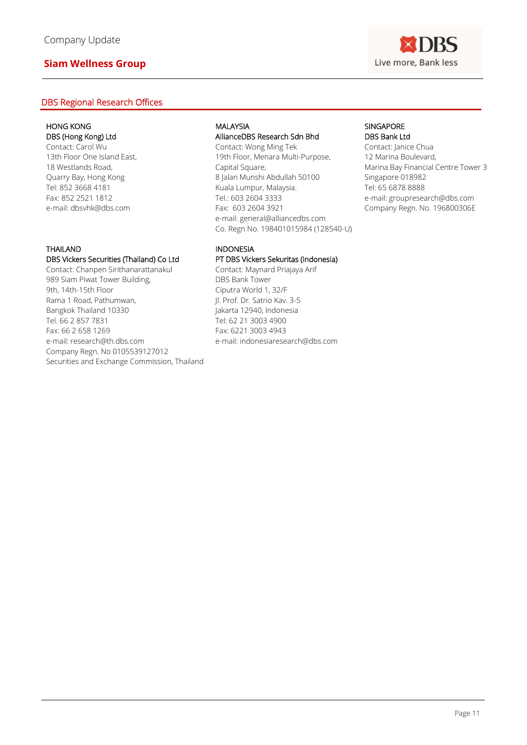## DBS Regional Research Offices

**HONG KONG**
**DBS (Hong Kong) Ltd**
Contact: Carol Wu
13th Floor One Island East,
18 Westlands Road,
Quarry Bay, Hong Kong
Tel: 852 3668 4181
Fax: 852 2521 1812
e-mail: dbsvhk@dbs.com

**MALAYSIA**
**AllianceDBS Research Sdn Bhd**
Contact: Wong Ming Tek
19th Floor, Menara Multi-Purpose,
Capital Square,
8 Jalan Munshi Abdullah 50100
Kuala Lumpur, Malaysia.
Tel.: 603 2604 3333
Fax: 603 2604 3921
e-mail: general@alliancedbs.com
Co. Regn No. 198401015984 (128540-U)

**SINGAPORE**
**DBS Bank Ltd**
Contact: Janice Chua
12 Marina Boulevard,
Marina Bay Financial Centre Tower 3
Singapore 018982
Tel: 65 6878 8888
e-mail: groupresearch@dbs.com
Company Regn. No. 196800306E

**THAILAND**
**DBS Vickers Securities (Thailand) Co Ltd**
Contact: Chanpen Sirithanarattanakul
989 Siam Piwat Tower Building,
9th, 14th-15th Floor
Rama 1 Road, Pathumwan,
Bangkok Thailand 10330
Tel. 66 2 857 7831
Fax: 66 2 658 1269
e-mail: research@th.dbs.com
Company Regn. No 0105539127012
Securities and Exchange Commission, Thailand

**INDONESIA**
**PT DBS Vickers Sekuritas (Indonesia)**
Contact: Maynard Priajaya Arif
DBS Bank Tower
Ciputra World 1, 32/F
Jl. Prof. Dr. Satrio Kav. 3-5
Jakarta 12940, Indonesia
Tel: 62 21 3003 4900
Fax: 6221 3003 4943
e-mail: indonesiaresearch@dbs.com